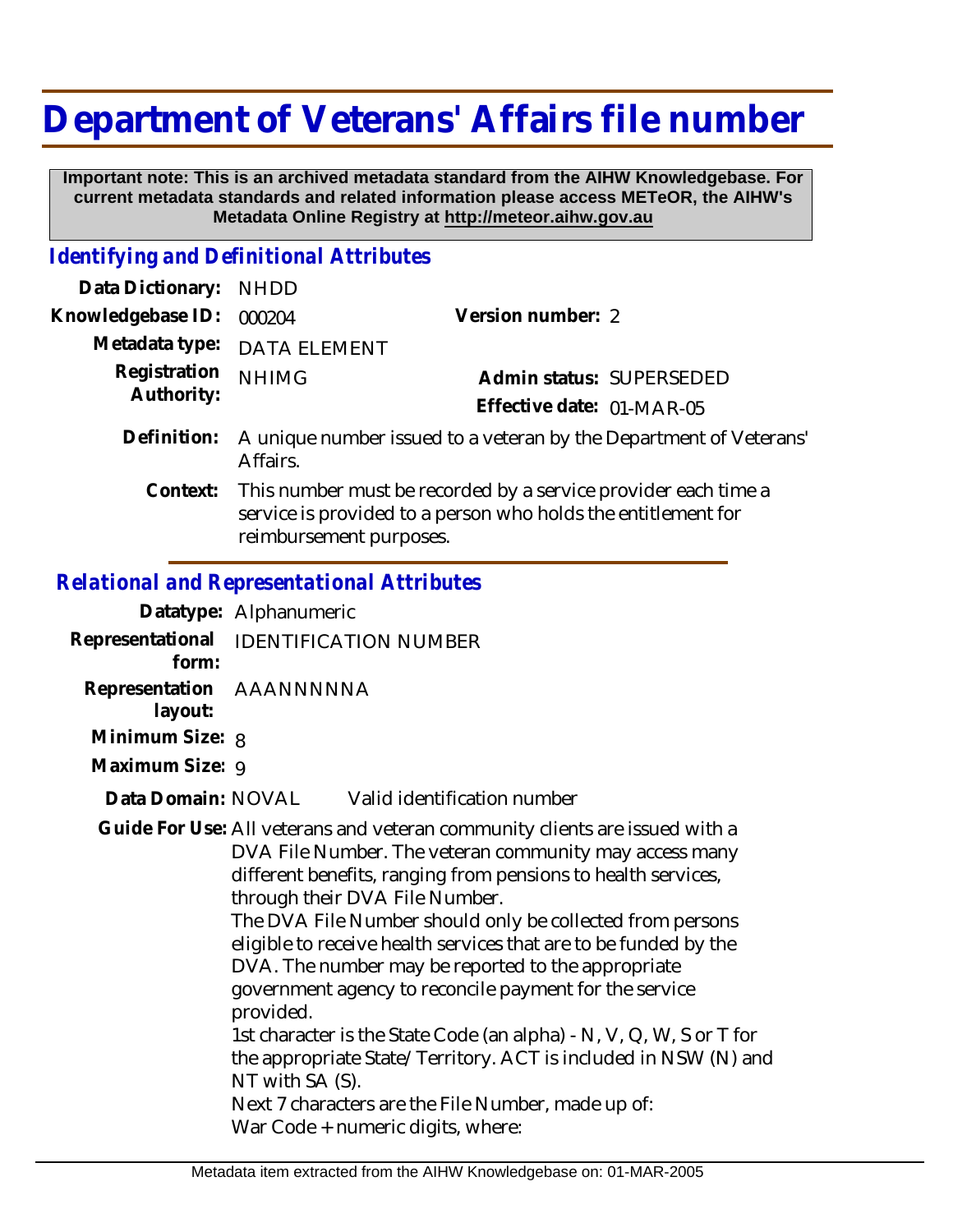# Department of Veterans' Affairs file number

**Important note: This is an archived metadata standard from the AIHW Knowledgebase. For current metadata standards and related information please access METeOR, the AIHW's Metadata Online Registry at http://meteor.aihw.gov.au**

## *Identifying and Definitional Attributes*

**Data Dictionary:** NHDD

**Knowledgebase ID:** 000204

**Version number:** 2

**Metadata type:** DATA ELEMENT

**Registration Authority:** NHIMG

**Admin status:** SUPERSEDED

**Effective date:** 01-MAR-05

**Definition:** A unique number issued to a veteran by the Department of Veterans' Affairs.

**Context:** This number must be recorded by a service provider each time a service is provided to a person who holds the entitlement for reimbursement purposes.

## *Relational and Representational Attributes*

**Datatype:** Alphanumeric

**Representational form:** IDENTIFICATION NUMBER

**Representation layout:** AAANNNNNA

**Minimum Size:** 8

**Maximum Size:** 9

**Data Domain:** NOVAL Valid identification number

**Guide For Use:** All veterans and veteran community clients are issued with a DVA File Number. The veteran community may access many different benefits, ranging from pensions to health services, through their DVA File Number.

The DVA File Number should only be collected from persons eligible to receive health services that are to be funded by the DVA. The number may be reported to the appropriate government agency to reconcile payment for the service provided.

1st character is the State Code (an alpha) - N, V, Q, W, S or T for the appropriate State/Territory. ACT is included in NSW (N) and NT with SA (S).

Next 7 characters are the File Number, made up of:

War Code + numeric digits, where: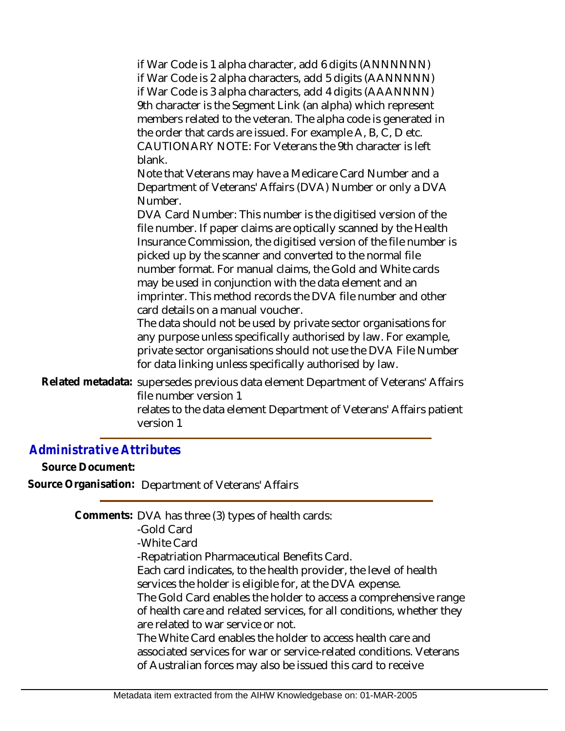if War Code is 1 alpha character, add 6 digits (ANNNNNN)
if War Code is 2 alpha characters, add 5 digits (AANNNNN)
if War Code is 3 alpha characters, add 4 digits (AAANNNN)
9th character is the Segment Link (an alpha) which represent members related to the veteran. The alpha code is generated in the order that cards are issued. For example A, B, C, D etc.
CAUTIONARY NOTE: For Veterans the 9th character is left blank.

Note that Veterans may have a Medicare Card Number and a Department of Veterans' Affairs (DVA) Number or only a DVA Number.

DVA Card Number: This number is the digitised version of the file number. If paper claims are optically scanned by the Health Insurance Commission, the digitised version of the file number is picked up by the scanner and converted to the normal file number format. For manual claims, the Gold and White cards may be used in conjunction with the data element and an imprinter. This method records the DVA file number and other card details on a manual voucher.

The data should not be used by private sector organisations for any purpose unless specifically authorised by law. For example, private sector organisations should not use the DVA File Number for data linking unless specifically authorised by law.

**Related metadata:** supersedes previous data element Department of Veterans' Affairs file number version 1
relates to the data element Department of Veterans' Affairs patient version 1

## *Administrative Attributes*

**Source Document:**

**Source Organisation:** Department of Veterans' Affairs

**Comments:** DVA has three (3) types of health cards:

- Gold Card
- White Card
- Repatriation Pharmaceutical Benefits Card.

Each card indicates, to the health provider, the level of health services the holder is eligible for, at the DVA expense.

The Gold Card enables the holder to access a comprehensive range of health care and related services, for all conditions, whether they are related to war service or not.

The White Card enables the holder to access health care and associated services for war or service-related conditions. Veterans of Australian forces may also be issued this card to receive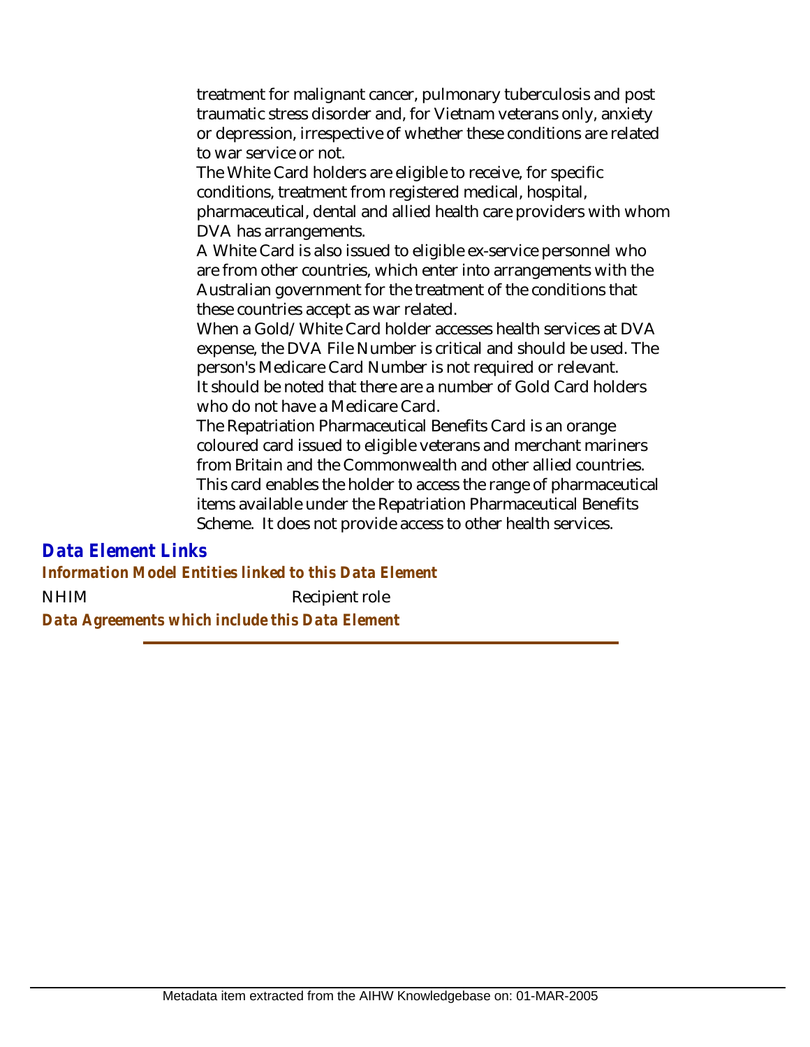treatment for malignant cancer, pulmonary tuberculosis and post traumatic stress disorder and, for Vietnam veterans only, anxiety or depression, irrespective of whether these conditions are related to war service or not.

The White Card holders are eligible to receive, for specific conditions, treatment from registered medical, hospital, pharmaceutical, dental and allied health care providers with whom DVA has arrangements.

A White Card is also issued to eligible ex-service personnel who are from other countries, which enter into arrangements with the Australian government for the treatment of the conditions that these countries accept as war related.

When a Gold/White Card holder accesses health services at DVA expense, the DVA File Number is critical and should be used. The person's Medicare Card Number is not required or relevant.

It should be noted that there are a number of Gold Card holders who do not have a Medicare Card.

The Repatriation Pharmaceutical Benefits Card is an orange coloured card issued to eligible veterans and merchant mariners from Britain and the Commonwealth and other allied countries. This card enables the holder to access the range of pharmaceutical items available under the Repatriation Pharmaceutical Benefits Scheme. It does not provide access to other health services.

## Data Element Links

### Information Model Entities linked to this Data Element

NHIM Recipient role

### Data Agreements which include this Data Element